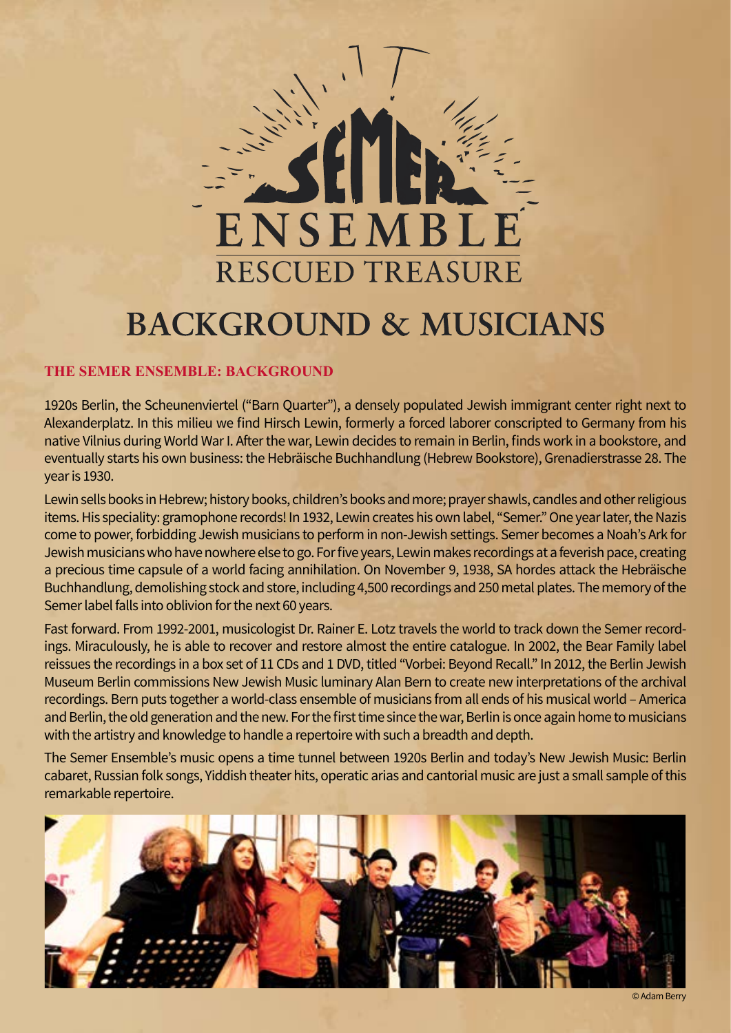# SEMER ENSEMBLE

## RESCUED TREASURE

# BACKGROUND & MUSICIANS

### THE SEMER ENSEMBLE: BACKGROUND

1920s Berlin, the Scheunenviertel ("Barn Quarter"), a densely populated Jewish immigrant center right next to Alexanderplatz. In this milieu we find Hirsch Lewin, formerly a forced laborer conscripted to Germany from his native Vilnius during World War I. After the war, Lewin decides to remain in Berlin, finds work in a bookstore, and eventually starts his own business: the Hebräische Buchhandlung (Hebrew Bookstore), Grenadierstrasse 28. The year is 1930.

Lewin sells books in Hebrew; history books, children's books and more; prayer shawls, candles and other religious items. His speciality: gramophone records! In 1932, Lewin creates his own label, "Semer." One year later, the Nazis come to power, forbidding Jewish musicians to perform in non-Jewish settings. Semer becomes a Noah's Ark for Jewish musicians who have nowhere else to go. For five years, Lewin makes recordings at a feverish pace, creating a precious time capsule of a world facing annihilation. On November 9, 1938, SA hordes attack the Hebräische Buchhandlung, demolishing stock and store, including 4,500 recordings and 250 metal plates. The memory of the Semer label falls into oblivion for the next 60 years.

Fast forward. From 1992-2001, musicologist Dr. Rainer E. Lotz travels the world to track down the Semer recordings. Miraculously, he is able to recover and restore almost the entire catalogue. In 2002, the Bear Family label reissues the recordings in a box set of 11 CDs and 1 DVD, titled "Vorbei: Beyond Recall." In 2012, the Berlin Jewish Museum Berlin commissions New Jewish Music luminary Alan Bern to create new interpretations of the archival recordings. Bern puts together a world-class ensemble of musicians from all ends of his musical world – America and Berlin, the old generation and the new. For the first time since the war, Berlin is once again home to musicians with the artistry and knowledge to handle a repertoire with such a breadth and depth.

The Semer Ensemble's music opens a time tunnel between 1920s Berlin and today's New Jewish Music: Berlin cabaret, Russian folk songs, Yiddish theater hits, operatic arias and cantorial music are just a small sample of this remarkable repertoire.

© Adam Berry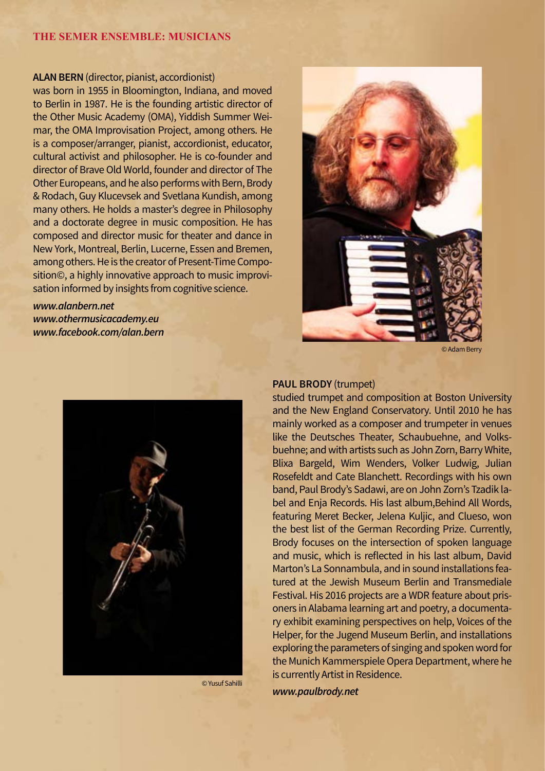## THE SEMER ENSEMBLE: MUSICIANS

**ALAN BERN** (director, pianist, accordionist)
was born in 1955 in Bloomington, Indiana, and moved to Berlin in 1987. He is the founding artistic director of the Other Music Academy (OMA), Yiddish Summer Weimar, the OMA Improvisation Project, among others. He is a composer/arranger, pianist, accordionist, educator, cultural activist and philosopher. He is co-founder and director of Brave Old World, founder and director of The Other Europeans, and he also performs with Bern, Brody & Rodach, Guy Klucevsek and Svetlana Kundish, among many others. He holds a master's degree in Philosophy and a doctorate degree in music composition. He has composed and director music for theater and dance in New York, Montreal, Berlin, Lucerne, Essen and Bremen, among others. He is the creator of Present-Time Composition©, a highly innovative approach to music improvisation informed by insights from cognitive science.

***www.alanbern.net***
***www.othermusicacademy.eu***
***www.facebook.com/alan.bern***

© Adam Berry

**PAUL BRODY** (trumpet)
studied trumpet and composition at Boston University and the New England Conservatory. Until 2010 he has mainly worked as a composer and trumpeter in venues like the Deutsches Theater, Schaubuehne, and Volksbuehne; and with artists such as John Zorn, Barry White, Blixa Bargeld, Wim Wenders, Volker Ludwig, Julian Rosefeldt and Cate Blanchett. Recordings with his own band, Paul Brody's Sadawi, are on John Zorn's Tzadik label and Enja Records. His last album,Behind All Words, featuring Meret Becker, Jelena Kuljic, and Clueso, won the best list of the German Recording Prize. Currently, Brody focuses on the intersection of spoken language and music, which is reflected in his last album, David Marton's La Sonnambula, and in sound installations featured at the Jewish Museum Berlin and Transmediale Festival. His 2016 projects are a WDR feature about prisoners in Alabama learning art and poetry, a documentary exhibit examining perspectives on help, Voices of the Helper, for the Jugend Museum Berlin, and installations exploring the parameters of singing and spoken word for the Munich Kammerspiele Opera Department, where he is currently Artist in Residence.

***www.paulbrody.net***

© Yusuf Sahilli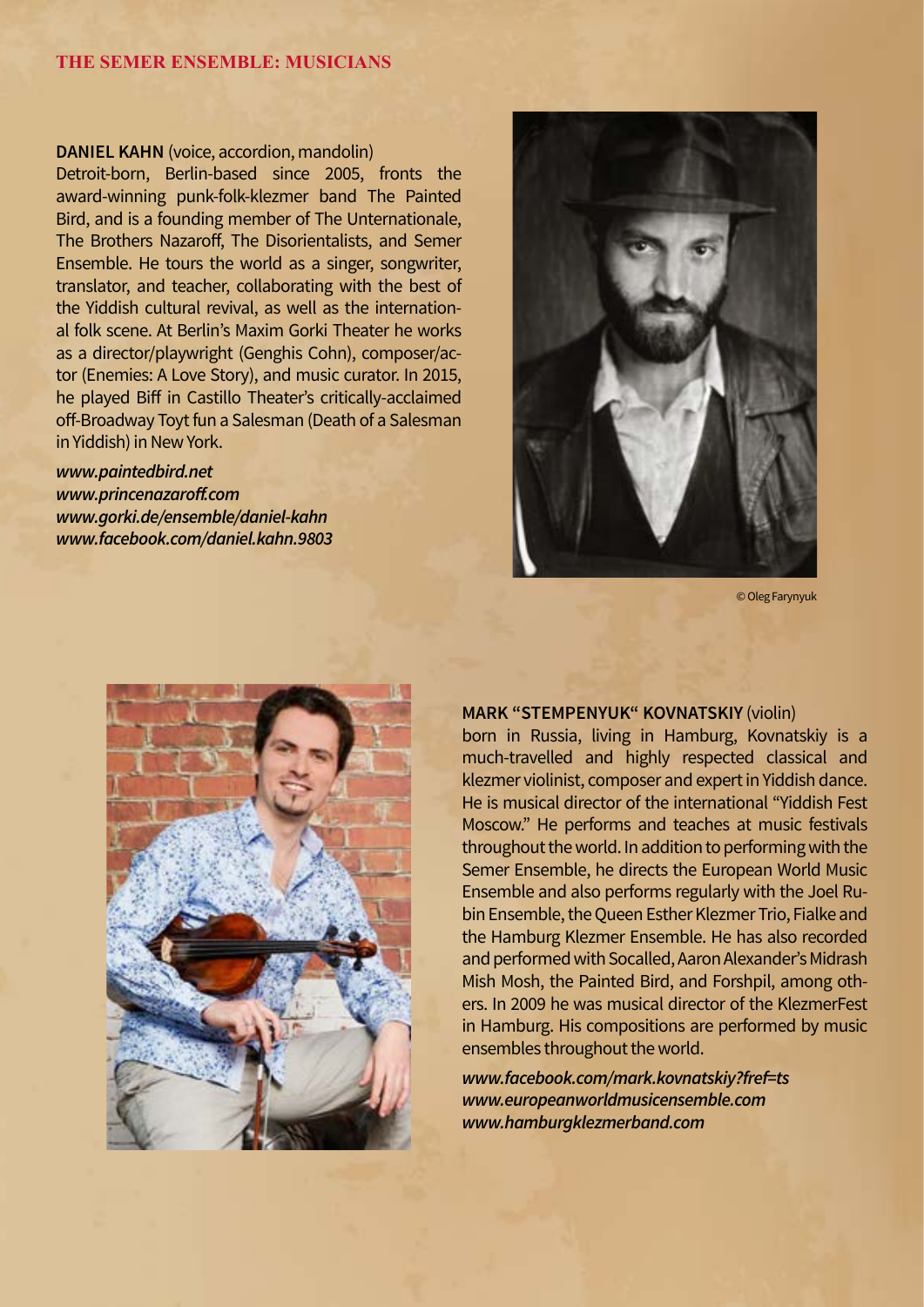## THE SEMER ENSEMBLE: MUSICIANS

**DANIEL KAHN** (voice, accordion, mandolin)
Detroit-born, Berlin-based since 2005, fronts the award-winning punk-folk-klezmer band The Painted Bird, and is a founding member of The Unternationale, The Brothers Nazaroff, The Disorientalists, and Semer Ensemble. He tours the world as a singer, songwriter, translator, and teacher, collaborating with the best of the Yiddish cultural revival, as well as the international folk scene. At Berlin's Maxim Gorki Theater he works as a director/playwright (Genghis Cohn), composer/actor (Enemies: A Love Story), and music curator. In 2015, he played Biff in Castillo Theater's critically-acclaimed off-Broadway Toyt fun a Salesman (Death of a Salesman in Yiddish) in New York.

*www.paintedbird.net*
*www.princenazaroff.com*
*www.gorki.de/ensemble/daniel-kahn*
*www.facebook.com/daniel.kahn.9803*

© Oleg Farynyuk

**MARK "STEMPENYUK" KOVNATSKIY** (violin)
born in Russia, living in Hamburg, Kovnatskiy is a much-travelled and highly respected classical and klezmer violinist, composer and expert in Yiddish dance. He is musical director of the international "Yiddish Fest Moscow." He performs and teaches at music festivals throughout the world. In addition to performing with the Semer Ensemble, he directs the European World Music Ensemble and also performs regularly with the Joel Rubin Ensemble, the Queen Esther Klezmer Trio, Fialke and the Hamburg Klezmer Ensemble. He has also recorded and performed with Socalled, Aaron Alexander's Midrash Mish Mosh, the Painted Bird, and Forshpil, among others. In 2009 he was musical director of the KlezmerFest in Hamburg. His compositions are performed by music ensembles throughout the world.

*www.facebook.com/mark.kovnatskiy?fref=ts*
*www.europeanworldmusicensemble.com*
*www.hamburgklezmerband.com*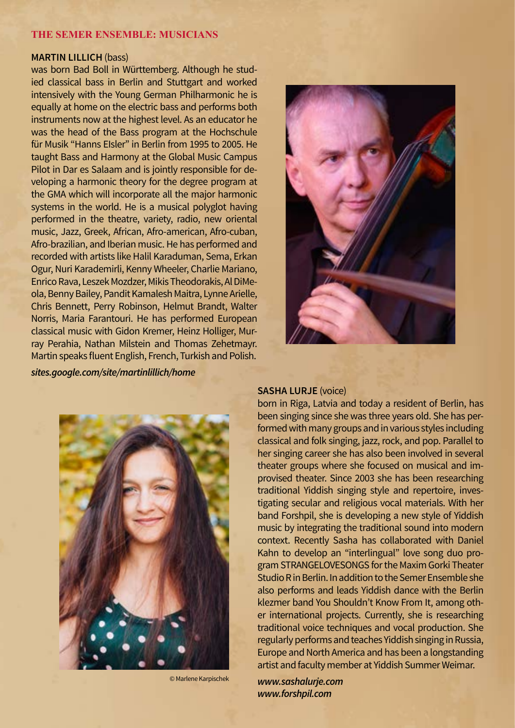## THE SEMER ENSEMBLE: MUSICIANS

**MARTIN LILLICH** (bass)
was born Bad Boll in Württemberg. Although he studied classical bass in Berlin and Stuttgart and worked intensively with the Young German Philharmonic he is equally at home on the electric bass and performs both instruments now at the highest level. As an educator he was the head of the Bass program at the Hochschule für Musik “Hanns EIsler” in Berlin from 1995 to 2005. He taught Bass and Harmony at the Global Music Campus Pilot in Dar es Salaam and is jointly responsible for developing a harmonic theory for the degree program at the GMA which will incorporate all the major harmonic systems in the world. He is a musical polyglot having performed in the theatre, variety, radio, new oriental music, Jazz, Greek, African, Afro-american, Afro-cuban, Afro-brazilian, and Iberian music. He has performed and recorded with artists like Halil Karaduman, Sema, Erkan Ogur, Nuri Karademirli, Kenny Wheeler, Charlie Mariano, Enrico Rava, Leszek Mozdzer, Mikis Theodorakis, Al DiMeola, Benny Bailey, Pandit Kamalesh Maitra, Lynne Arielle, Chris Bennett, Perry Robinson, Helmut Brandt, Walter Norris, Maria Farantouri. He has performed European classical music with Gidon Kremer, Heinz Holliger, Murray Perahia, Nathan Milstein and Thomas Zehetmayr. Martin speaks fluent English, French, Turkish and Polish.

***sites.google.com/site/martinlillich/home***

**SASHA LURJE** (voice)
born in Riga, Latvia and today a resident of Berlin, has been singing since she was three years old. She has performed with many groups and in various styles including classical and folk singing, jazz, rock, and pop. Parallel to her singing career she has also been involved in several theater groups where she focused on musical and improvised theater. Since 2003 she has been researching traditional Yiddish singing style and repertoire, investigating secular and religious vocal materials. With her band Forshpil, she is developing a new style of Yiddish music by integrating the traditional sound into modern context. Recently Sasha has collaborated with Daniel Kahn to develop an “interlingual” love song duo program STRANGELOVESONGS for the Maxim Gorki Theater Studio R in Berlin. In addition to the Semer Ensemble she also performs and leads Yiddish dance with the Berlin klezmer band You Shouldn’t Know From It, among other international projects. Currently, she is researching traditional voice techniques and vocal production. She regularly performs and teaches Yiddish singing in Russia, Europe and North America and has been a longstanding artist and faculty member at Yiddish Summer Weimar.

© Marlene Karpischek

***www.sashalurje.com***
***www.forshpil.com***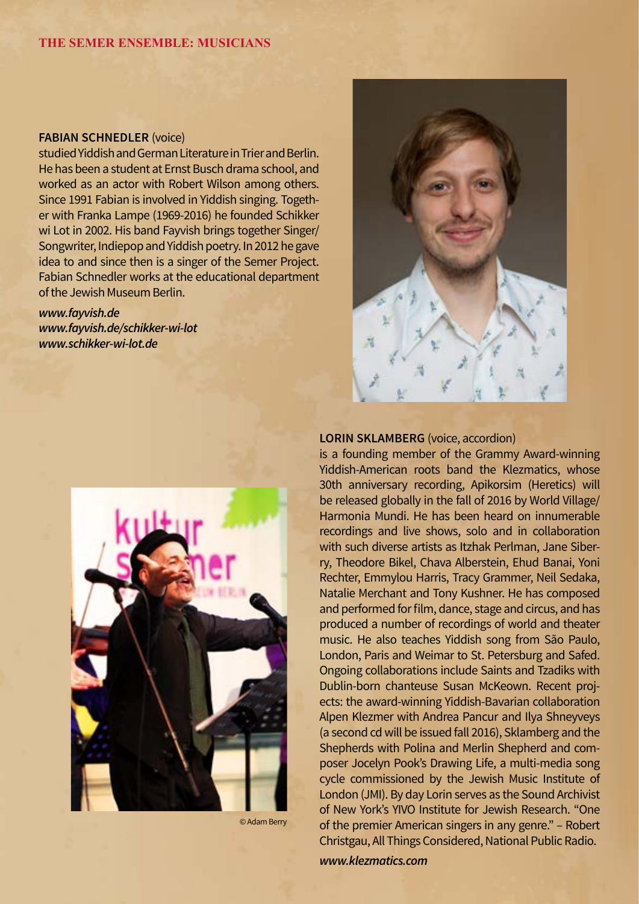## THE SEMER ENSEMBLE: MUSICIANS

**FABIAN SCHNEDLER** (voice)
studied Yiddish and German Literature in Trier and Berlin. He has been a student at Ernst Busch drama school, and worked as an actor with Robert Wilson among others. Since 1991 Fabian is involved in Yiddish singing. Together with Franka Lampe (1969-2016) he founded Schikker wi Lot in 2002. His band Fayvish brings together Singer/ Songwriter, Indiepop and Yiddish poetry. In 2012 he gave idea to and since then is a singer of the Semer Project. Fabian Schnedler works at the educational department of the Jewish Museum Berlin.

***www.fayvish.de***
***www.fayvish.de/schikker-wi-lot***
***www.schikker-wi-lot.de***

© Adam Berry

**LORIN SKLAMBERG** (voice, accordion)
is a founding member of the Grammy Award-winning Yiddish-American roots band the Klezmatics, whose 30th anniversary recording, Apikorsim (Heretics) will be released globally in the fall of 2016 by World Village/ Harmonia Mundi. He has been heard on innumerable recordings and live shows, solo and in collaboration with such diverse artists as Itzhak Perlman, Jane Siberry, Theodore Bikel, Chava Alberstein, Ehud Banai, Yoni Rechter, Emmylou Harris, Tracy Grammer, Neil Sedaka, Natalie Merchant and Tony Kushner. He has composed and performed for film, dance, stage and circus, and has produced a number of recordings of world and theater music. He also teaches Yiddish song from São Paulo, London, Paris and Weimar to St. Petersburg and Safed. Ongoing collaborations include Saints and Tzadiks with Dublin-born chanteuse Susan McKeown. Recent projects: the award-winning Yiddish-Bavarian collaboration Alpen Klezmer with Andrea Pancur and Ilya Shneyveys (a second cd will be issued fall 2016), Sklamberg and the Shepherds with Polina and Merlin Shepherd and composer Jocelyn Pook's Drawing Life, a multi-media song cycle commissioned by the Jewish Music Institute of London (JMI). By day Lorin serves as the Sound Archivist of New York's YIVO Institute for Jewish Research. "One of the premier American singers in any genre." – Robert Christgau, All Things Considered, National Public Radio.

***www.klezmatics.com***